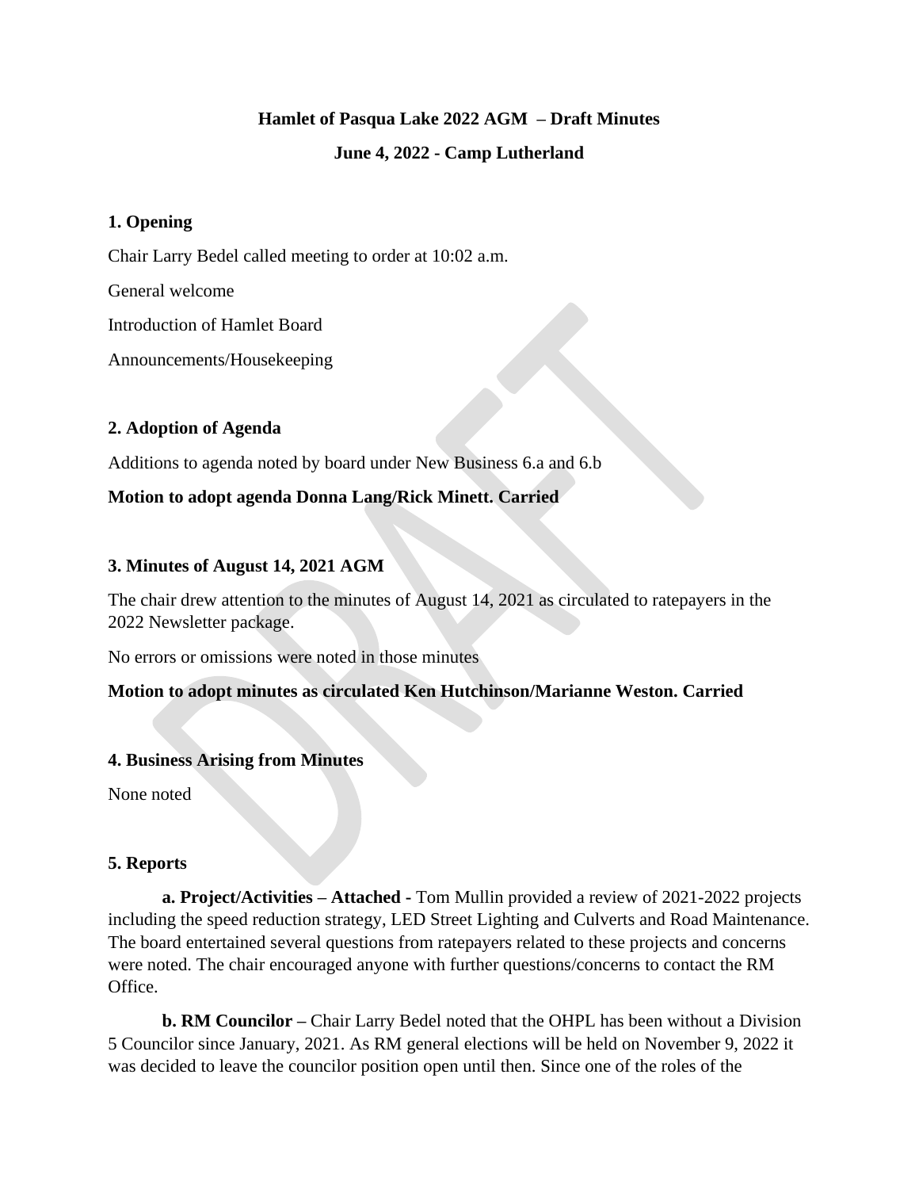**Hamlet of Pasqua Lake 2022 AGM – Draft Minutes**

**June 4, 2022 - Camp Lutherland**

**1. Opening**

Chair Larry Bedel called meeting to order at 10:02 a.m.

General welcome

Introduction of Hamlet Board

Announcements/Housekeeping

**2. Adoption of Agenda**

Additions to agenda noted by board under New Business 6.a and 6.b

**Motion to adopt agenda Donna Lang/Rick Minett. Carried**

**3. Minutes of August 14, 2021 AGM**

The chair drew attention to the minutes of August 14, 2021 as circulated to ratepayers in the 2022 Newsletter package.

No errors or omissions were noted in those minutes

**Motion to adopt minutes as circulated Ken Hutchinson/Marianne Weston. Carried**

**4. Business Arising from Minutes**

None noted

**5. Reports**

**a. Project/Activities – Attached -** Tom Mullin provided a review of 2021-2022 projects including the speed reduction strategy, LED Street Lighting and Culverts and Road Maintenance. The board entertained several questions from ratepayers related to these projects and concerns were noted. The chair encouraged anyone with further questions/concerns to contact the RM Office.

**b. RM Councilor –** Chair Larry Bedel noted that the OHPL has been without a Division 5 Councilor since January, 2021. As RM general elections will be held on November 9, 2022 it was decided to leave the councilor position open until then. Since one of the roles of the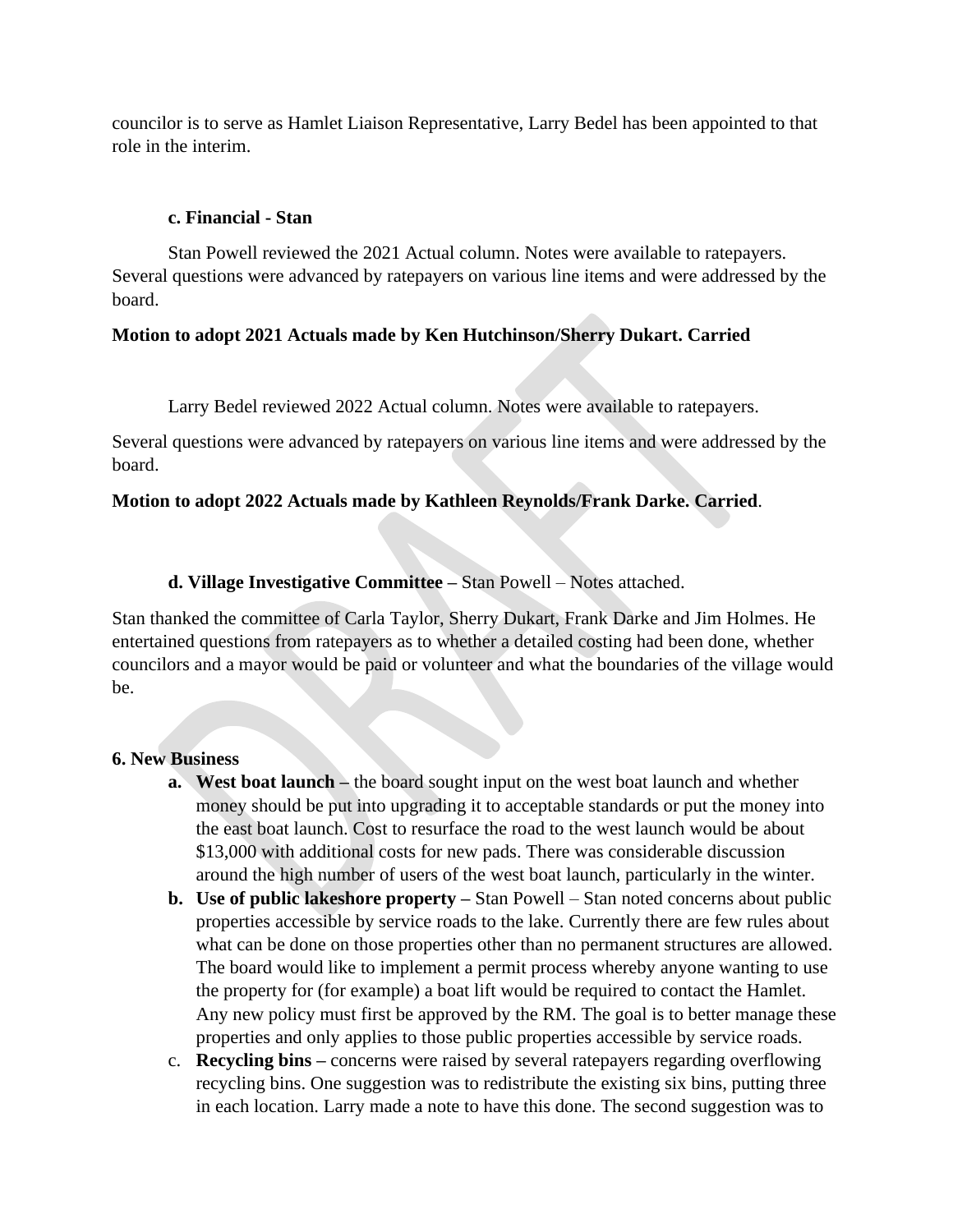councilor is to serve as Hamlet Liaison Representative, Larry Bedel has been appointed to that role in the interim.

**c. Financial - Stan**

Stan Powell reviewed the 2021 Actual column. Notes were available to ratepayers. Several questions were advanced by ratepayers on various line items and were addressed by the board.

**Motion to adopt 2021 Actuals made by Ken Hutchinson/Sherry Dukart. Carried**

Larry Bedel reviewed 2022 Actual column. Notes were available to ratepayers.

Several questions were advanced by ratepayers on various line items and were addressed by the board.

**Motion to adopt 2022 Actuals made by Kathleen Reynolds/Frank Darke. Carried**.

**d. Village Investigative Committee –** Stan Powell – Notes attached.

Stan thanked the committee of Carla Taylor, Sherry Dukart, Frank Darke and Jim Holmes. He entertained questions from ratepayers as to whether a detailed costing had been done, whether councilors and a mayor would be paid or volunteer and what the boundaries of the village would be.

**6. New Business**

a. **West boat launch –** the board sought input on the west boat launch and whether money should be put into upgrading it to acceptable standards or put the money into the east boat launch. Cost to resurface the road to the west launch would be about $13,000 with additional costs for new pads. There was considerable discussion around the high number of users of the west boat launch, particularly in the winter.
b. **Use of public lakeshore property –** Stan Powell – Stan noted concerns about public properties accessible by service roads to the lake. Currently there are few rules about what can be done on those properties other than no permanent structures are allowed. The board would like to implement a permit process whereby anyone wanting to use the property for (for example) a boat lift would be required to contact the Hamlet. Any new policy must first be approved by the RM. The goal is to better manage these properties and only applies to those public properties accessible by service roads.
c. **Recycling bins –** concerns were raised by several ratepayers regarding overflowing recycling bins. One suggestion was to redistribute the existing six bins, putting three in each location. Larry made a note to have this done. The second suggestion was to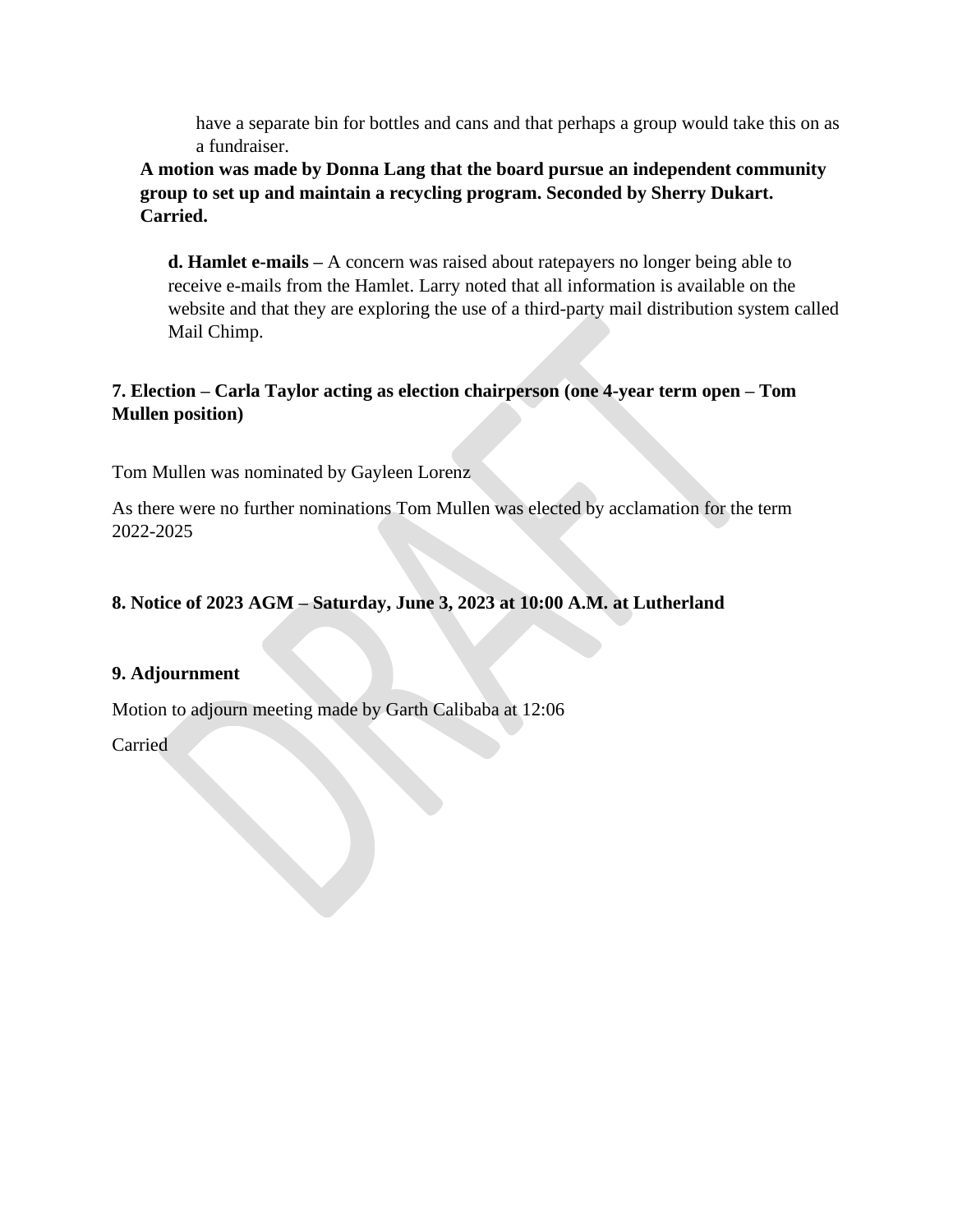have a separate bin for bottles and cans and that perhaps a group would take this on as a fundraiser.

**A motion was made by Donna Lang that the board pursue an independent community group to set up and maintain a recycling program. Seconded by Sherry Dukart. Carried.**

**d. Hamlet e-mails –** A concern was raised about ratepayers no longer being able to receive e-mails from the Hamlet. Larry noted that all information is available on the website and that they are exploring the use of a third-party mail distribution system called Mail Chimp.

**7. Election – Carla Taylor acting as election chairperson (one 4-year term open – Tom Mullen position)**

Tom Mullen was nominated by Gayleen Lorenz

As there were no further nominations Tom Mullen was elected by acclamation for the term 2022-2025

**8. Notice of 2023 AGM – Saturday, June 3, 2023 at 10:00 A.M. at Lutherland**

**9. Adjournment**

Motion to adjourn meeting made by Garth Calibaba at 12:06

Carried